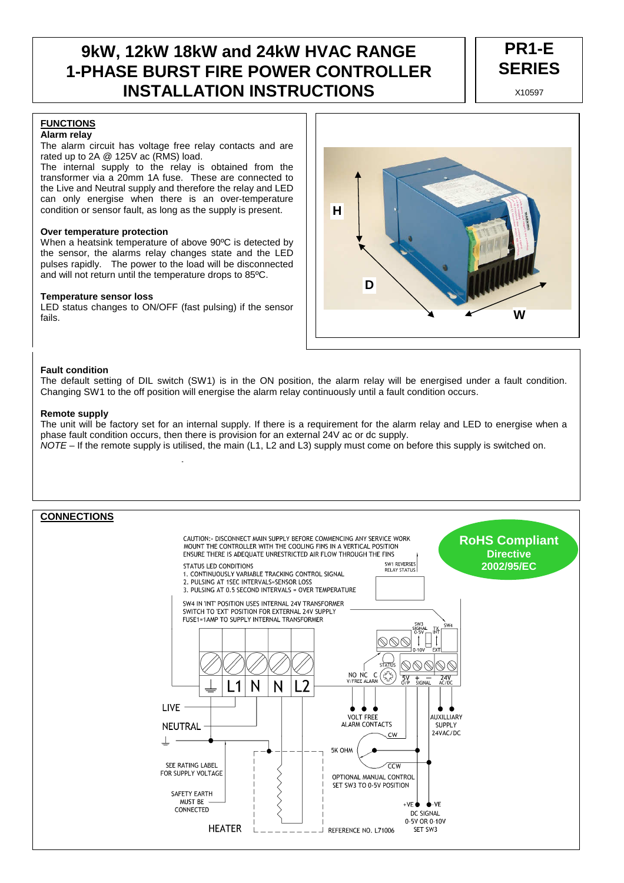# 9kW, 12kW 18kW and 24kW HVAC RANGE 1-PHASE BURST FIRE POWER CONTROLLER INSTALLATION INSTRUCTIONS

**PR1-E SERIES**

X10597

## FUNCTIONS

**Alarm relay**

The alarm circuit has voltage free relay contacts and are rated up to 2A @ 125V ac (RMS) load.

The internal supply to the relay is obtained from the transformer via a 20mm 1A fuse. These are connected to the Live and Neutral supply and therefore the relay and LED can only energise when there is an over-temperature condition or sensor fault, as long as the supply is present.

**Over temperature protection**

When a heatsink temperature of above 90ºC is detected by the sensor, the alarms relay changes state and the LED pulses rapidly. The power to the load will be disconnected and will not return until the temperature drops to 85ºC.

**Temperature sensor loss**

LED status changes to ON/OFF (fast pulsing) if the sensor fails.

H

D

W

**Fault condition**

The default setting of DIL switch (SW1) is in the ON position, the alarm relay will be energised under a fault condition. Changing SW1 to the off position will energise the alarm relay continuously until a fault condition occurs.

**Remote supply**

The unit will be factory set for an internal supply. If there is a requirement for the alarm relay and LED to energise when a phase fault condition occurs, then there is provision for an external 24V ac or dc supply.

*NOTE* – If the remote supply is utilised, the main (L1, L2 and L3) supply must come on before this supply is switched on.

## CONNECTIONS

**RoHS Compliant**
**Directive 2002/95/EC**

CAUTION:- DISCONNECT MAIN SUPPLY BEFORE COMMENCING ANY SERVICE WORK
MOUNT THE CONTROLLER WITH THE COOLING FINS IN A VERTICAL POSITION
ENSURE THERE IS ADEQUATE UNRESTRICTED AIR FLOW THROUGH THE FINS

STATUS LED CONDITIONS
1. CONTINUOUSLY VARIABLE TRACKING CONTROL SIGNAL
2. PULSING AT 1SEC INTERVALS=SENSOR LOSS
3. PULSING AT 0.5 SECOND INTERVALS = OVER TEMPERATURE

SW1 REVERSES RELAY STATUS

SW4 IN 'INT' POSITION USES INTERNAL 24V TRANSFORMER
SWITCH TO 'EXT' POSITION FOR EXTERNAL 24V SUPPLY
FUSE1=1AMP TO SUPPLY INTERNAL TRANSFORMER

SW3 SIGNAL 0-5V / 0-10V
SW4 TX INT / EXT

⏚ L1 N N L2

STATUS

NO NC C V/FREE ALARM

5V O/P + − SIGNAL 24V AC/DC

LIVE

NEUTRAL

⏚

SEE RATING LABEL FOR SUPPLY VOLTAGE

SAFETY EARTH MUST BE CONNECTED

HEATER

VOLT FREE ALARM CONTACTS

AUXILLIARY SUPPLY 24VAC/DC

5K OHM CW CCW

OPTIONAL MANUAL CONTROL SET SW3 TO 0-5V POSITION

+VE −VE DC SIGNAL 0-5V OR 0-10V SET SW3

REFERENCE NO. L71006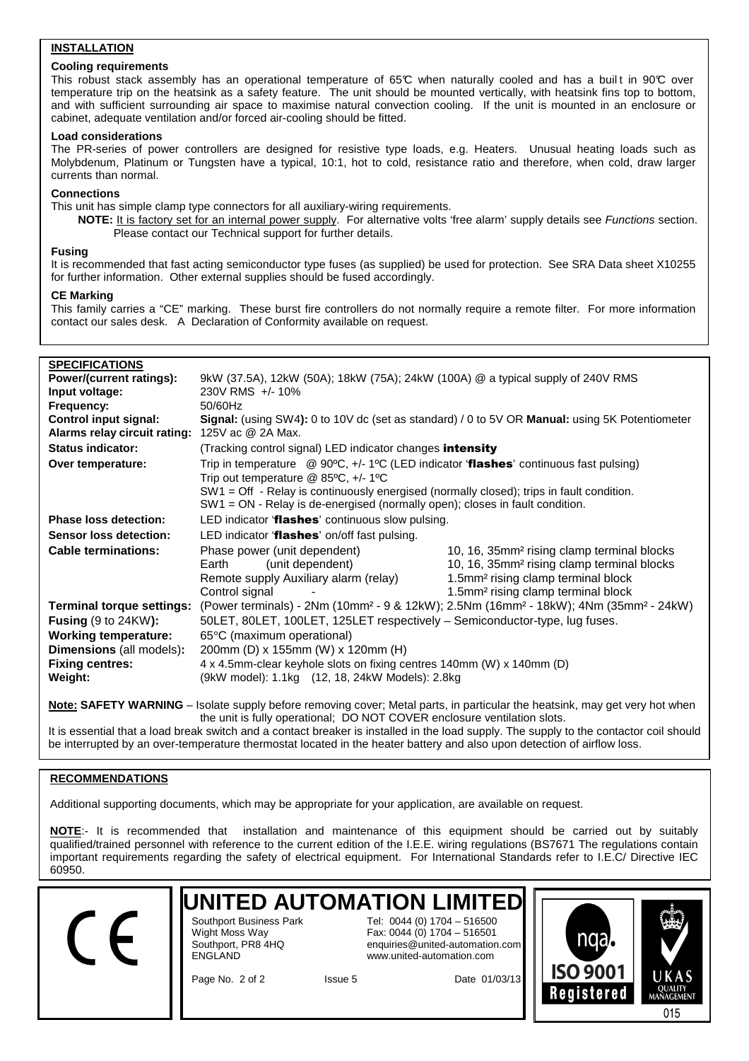## INSTALLATION

### Cooling requirements

This robust stack assembly has an operational temperature of 65℃ when naturally cooled and has a built in 90℃ over temperature trip on the heatsink as a safety feature. The unit should be mounted vertically, with heatsink fins top to bottom, and with sufficient surrounding air space to maximise natural convection cooling. If the unit is mounted in an enclosure or cabinet, adequate ventilation and/or forced air-cooling should be fitted.

### Load considerations

The PR-series of power controllers are designed for resistive type loads, e.g. Heaters. Unusual heating loads such as Molybdenum, Platinum or Tungsten have a typical, 10:1, hot to cold, resistance ratio and therefore, when cold, draw larger currents than normal.

### Connections

This unit has simple clamp type connectors for all auxiliary-wiring requirements.

**NOTE:** It is factory set for an internal power supply. For alternative volts 'free alarm' supply details see *Functions* section. Please contact our Technical support for further details.

### Fusing

It is recommended that fast acting semiconductor type fuses (as supplied) be used for protection. See SRA Data sheet X10255 for further information. Other external supplies should be fused accordingly.

### CE Marking

This family carries a "CE" marking. These burst fire controllers do not normally require a remote filter. For more information contact our sales desk. A Declaration of Conformity available on request.

## SPECIFICATIONS

| | | |
|---|---|---|
| **Power/(current ratings):** | 9kW (37.5A), 12kW (50A); 18kW (75A); 24kW (100A) @ a typical supply of 240V RMS | |
| **Input voltage:** | 230V RMS +/- 10% | |
| **Frequency:** | 50/60Hz | |
| **Control input signal:** | **Signal:** (using SW4**):** 0 to 10V dc (set as standard) / 0 to 5V OR **Manual:** using 5K Potentiometer | |
| **Alarms relay circuit rating:** | 125V ac @ 2A Max. | |
| **Status indicator:** | (Tracking control signal) LED indicator changes **intensity** | |
| **Over temperature:** | Trip in temperature @ 90ºC, +/- 1ºC (LED indicator '**flashes**' continuous fast pulsing)<br>Trip out temperature @ 85ºC, +/- 1ºC<br>SW1 = Off - Relay is continuously energised (normally closed); trips in fault condition.<br>SW1 = ON - Relay is de-energised (normally open); closes in fault condition. | |
| **Phase loss detection:** | LED indicator '**flashes**' continuous slow pulsing. | |
| **Sensor loss detection:** | LED indicator '**flashes**' on/off fast pulsing. | |
| **Cable terminations:** | Phase power (unit dependent) | 10, 16, 35mm² rising clamp terminal blocks |
| | Earth (unit dependent) | 10, 16, 35mm² rising clamp terminal blocks |
| | Remote supply Auxiliary alarm (relay) | 1.5mm² rising clamp terminal block |
| | Control signal - | 1.5mm² rising clamp terminal block |
| **Terminal torque settings:** | (Power terminals) - 2Nm (10mm² - 9 & 12kW); 2.5Nm (16mm² - 18kW); 4Nm (35mm² - 24kW) | |
| **Fusing** (9 to 24KW**):** | 50LET, 80LET, 100LET, 125LET respectively – Semiconductor-type, lug fuses. | |
| **Working temperature:** | 65°C (maximum operational) | |
| **Dimensions** (all models)**:** | 200mm (D) x 155mm (W) x 120mm (H) | |
| **Fixing centres:** | 4 x 4.5mm-clear keyhole slots on fixing centres 140mm (W) x 140mm (D) | |
| **Weight:** | (9kW model): 1.1kg (12, 18, 24kW Models): 2.8kg | |

**Note: SAFETY WARNING** – Isolate supply before removing cover; Metal parts, in particular the heatsink, may get very hot when the unit is fully operational; DO NOT COVER enclosure ventilation slots.

It is essential that a load break switch and a contact breaker is installed in the load supply. The supply to the contactor coil should be interrupted by an over-temperature thermostat located in the heater battery and also upon detection of airflow loss.

## RECOMMENDATIONS

Additional supporting documents, which may be appropriate for your application, are available on request.

**NOTE**:- It is recommended that installation and maintenance of this equipment should be carried out by suitably qualified/trained personnel with reference to the current edition of the I.E.E. wiring regulations (BS7671 The regulations contain important requirements regarding the safety of electrical equipment. For International Standards refer to I.E.C/ Directive IEC 60950.

CE

# UNITED AUTOMATION LIMITED

Southport Business Park
Wight Moss Way
Southport, PR8 4HQ
ENGLAND

Tel: 0044 (0) 1704 – 516500
Fax: 0044 (0) 1704 – 516501
enquiries@united-automation.com
www.united-automation.com

Issue 5 Date 01/03/13

nqa. ISO 9001 Registered

UKAS QUALITY MANAGEMENT 015